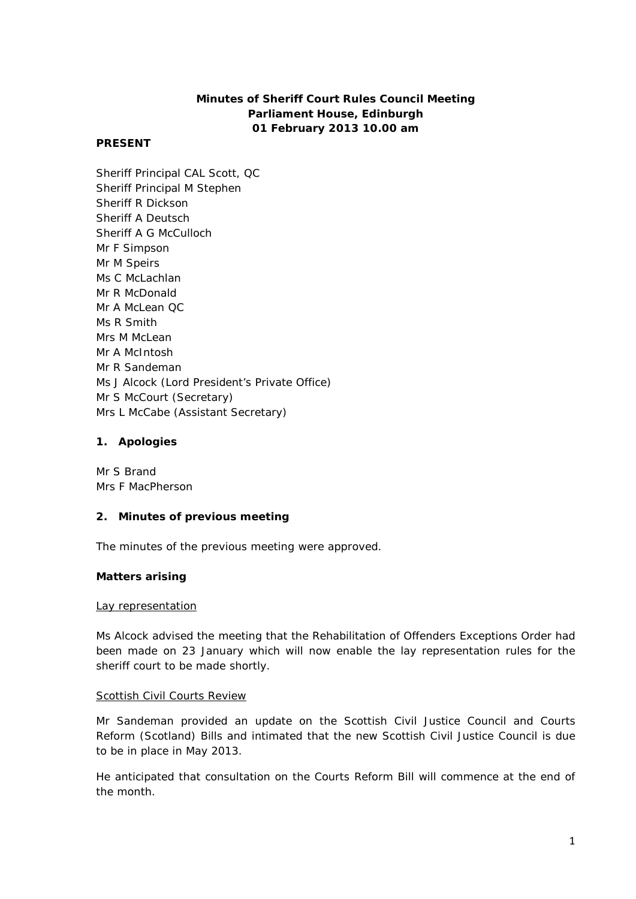**Minutes of Sheriff Court Rules Council Meeting**
**Parliament House, Edinburgh**
**01 February 2013 10.00 am**

**PRESENT**

Sheriff Principal CAL Scott, QC
Sheriff Principal M Stephen
Sheriff R Dickson
Sheriff A Deutsch
Sheriff A G McCulloch
Mr F Simpson
Mr M Speirs
Ms C McLachlan
Mr R McDonald
Mr A McLean QC
Ms R Smith
Mrs M McLean
Mr A McIntosh
Mr R Sandeman
Ms J Alcock (Lord President's Private Office)
Mr S McCourt (Secretary)
Mrs L McCabe (Assistant Secretary)

## 1. Apologies

Mr S Brand
Mrs F MacPherson

## 2. Minutes of previous meeting

The minutes of the previous meeting were approved.

**Matters arising**

Lay representation

Ms Alcock advised the meeting that the Rehabilitation of Offenders Exceptions Order had been made on 23 January which will now enable the lay representation rules for the sheriff court to be made shortly.

Scottish Civil Courts Review

Mr Sandeman provided an update on the Scottish Civil Justice Council and Courts Reform (Scotland) Bills and intimated that the new Scottish Civil Justice Council is due to be in place in May 2013.

He anticipated that consultation on the Courts Reform Bill will commence at the end of the month.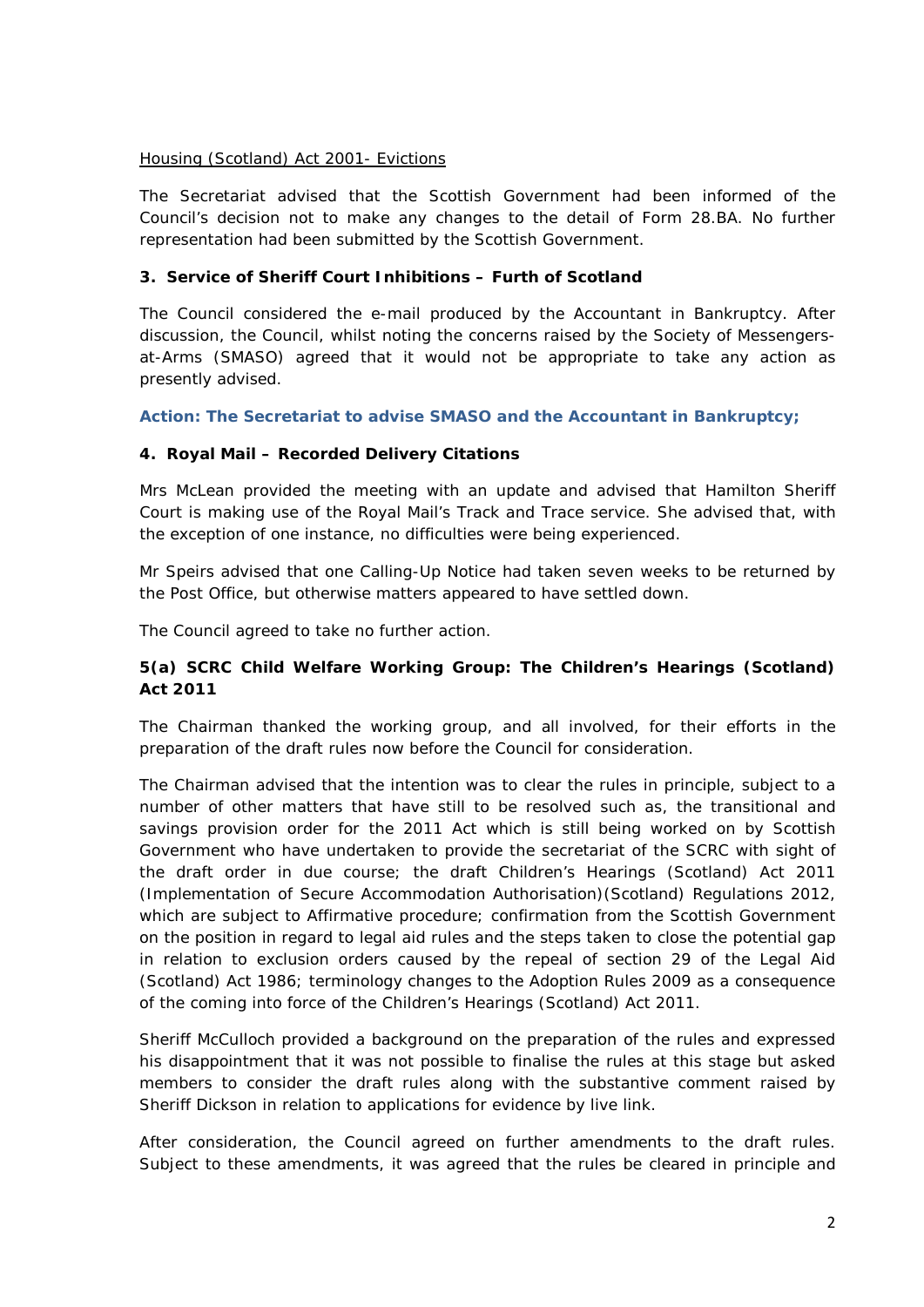Housing (Scotland) Act 2001- Evictions

The Secretariat advised that the Scottish Government had been informed of the Council's decision not to make any changes to the detail of Form 28.BA. No further representation had been submitted by the Scottish Government.

**3. Service of Sheriff Court Inhibitions – Furth of Scotland**

The Council considered the e-mail produced by the Accountant in Bankruptcy. After discussion, the Council, whilst noting the concerns raised by the Society of Messengers-at-Arms (SMASO) agreed that it would not be appropriate to take any action as presently advised.

**Action: The Secretariat to advise SMASO and the Accountant in Bankruptcy;**

**4. Royal Mail – Recorded Delivery Citations**

Mrs McLean provided the meeting with an update and advised that Hamilton Sheriff Court is making use of the Royal Mail's Track and Trace service. She advised that, with the exception of one instance, no difficulties were being experienced.

Mr Speirs advised that one Calling-Up Notice had taken seven weeks to be returned by the Post Office, but otherwise matters appeared to have settled down.

The Council agreed to take no further action.

**5(a) SCRC Child Welfare Working Group: The Children's Hearings (Scotland) Act 2011**

The Chairman thanked the working group, and all involved, for their efforts in the preparation of the draft rules now before the Council for consideration.

The Chairman advised that the intention was to clear the rules in principle, subject to a number of other matters that have still to be resolved such as, the transitional and savings provision order for the 2011 Act which is still being worked on by Scottish Government who have undertaken to provide the secretariat of the SCRC with sight of the draft order in due course; the draft Children's Hearings (Scotland) Act 2011 (Implementation of Secure Accommodation Authorisation)(Scotland) Regulations 2012, which are subject to Affirmative procedure; confirmation from the Scottish Government on the position in regard to legal aid rules and the steps taken to close the potential gap in relation to exclusion orders caused by the repeal of section 29 of the Legal Aid (Scotland) Act 1986; terminology changes to the Adoption Rules 2009 as a consequence of the coming into force of the Children's Hearings (Scotland) Act 2011.

Sheriff McCulloch provided a background on the preparation of the rules and expressed his disappointment that it was not possible to finalise the rules at this stage but asked members to consider the draft rules along with the substantive comment raised by Sheriff Dickson in relation to applications for evidence by live link.

After consideration, the Council agreed on further amendments to the draft rules. Subject to these amendments, it was agreed that the rules be cleared in principle and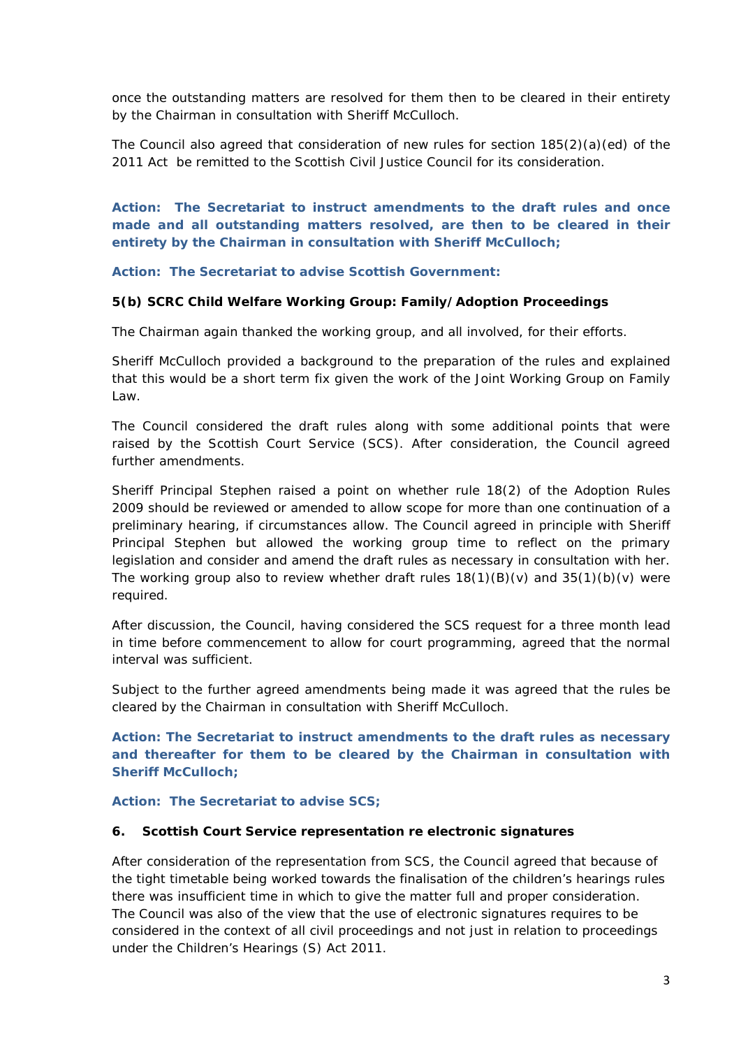once the outstanding matters are resolved for them then to be cleared in their entirety by the Chairman in consultation with Sheriff McCulloch.

The Council also agreed that consideration of new rules for section 185(2)(a)(ed) of the 2011 Act be remitted to the Scottish Civil Justice Council for its consideration.

**Action: The Secretariat to instruct amendments to the draft rules and once made and all outstanding matters resolved, are then to be cleared in their entirety by the Chairman in consultation with Sheriff McCulloch;**

**Action: The Secretariat to advise Scottish Government:**

**5(b) SCRC Child Welfare Working Group: Family/Adoption Proceedings**

The Chairman again thanked the working group, and all involved, for their efforts.

Sheriff McCulloch provided a background to the preparation of the rules and explained that this would be a short term fix given the work of the Joint Working Group on Family Law.

The Council considered the draft rules along with some additional points that were raised by the Scottish Court Service (SCS). After consideration, the Council agreed further amendments.

Sheriff Principal Stephen raised a point on whether rule 18(2) of the Adoption Rules 2009 should be reviewed or amended to allow scope for more than one continuation of a preliminary hearing, if circumstances allow. The Council agreed in principle with Sheriff Principal Stephen but allowed the working group time to reflect on the primary legislation and consider and amend the draft rules as necessary in consultation with her. The working group also to review whether draft rules 18(1)(B)(v) and 35(1)(b)(v) were required.

After discussion, the Council, having considered the SCS request for a three month lead in time before commencement to allow for court programming, agreed that the normal interval was sufficient.

Subject to the further agreed amendments being made it was agreed that the rules be cleared by the Chairman in consultation with Sheriff McCulloch.

**Action: The Secretariat to instruct amendments to the draft rules as necessary and thereafter for them to be cleared by the Chairman in consultation with Sheriff McCulloch;**

**Action: The Secretariat to advise SCS;**

**6. Scottish Court Service representation re electronic signatures**

After consideration of the representation from SCS, the Council agreed that because of the tight timetable being worked towards the finalisation of the children's hearings rules there was insufficient time in which to give the matter full and proper consideration. The Council was also of the view that the use of electronic signatures requires to be considered in the context of all civil proceedings and not just in relation to proceedings under the Children's Hearings (S) Act 2011.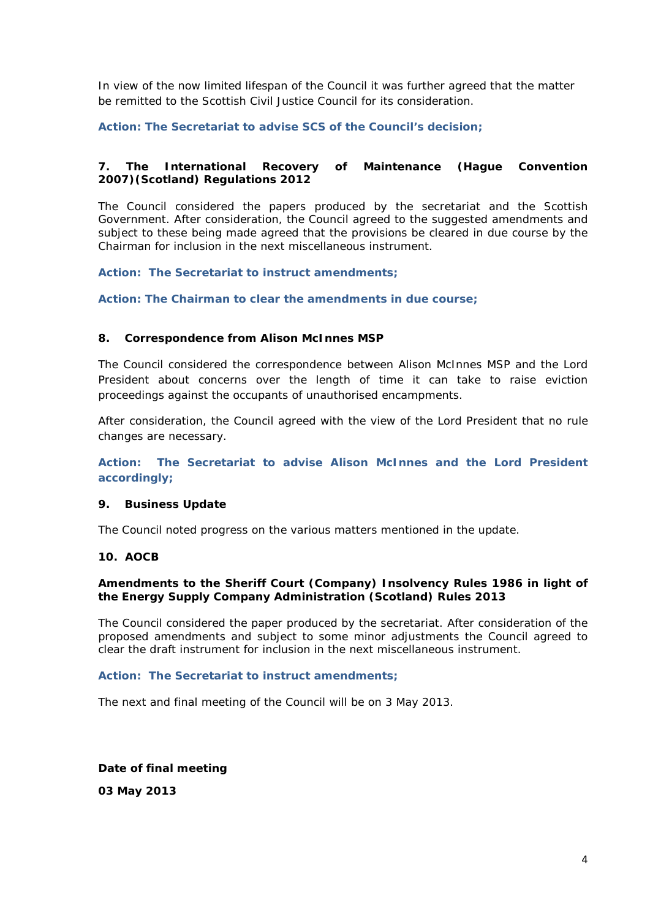In view of the now limited lifespan of the Council it was further agreed that the matter be remitted to the Scottish Civil Justice Council for its consideration.

**Action: The Secretariat to advise SCS of the Council's decision;**

**7. The International Recovery of Maintenance (Hague Convention 2007)(Scotland) Regulations 2012**

The Council considered the papers produced by the secretariat and the Scottish Government. After consideration, the Council agreed to the suggested amendments and subject to these being made agreed that the provisions be cleared in due course by the Chairman for inclusion in the next miscellaneous instrument.

**Action: The Secretariat to instruct amendments;**

**Action: The Chairman to clear the amendments in due course;**

**8. Correspondence from Alison McInnes MSP**

The Council considered the correspondence between Alison McInnes MSP and the Lord President about concerns over the length of time it can take to raise eviction proceedings against the occupants of unauthorised encampments.

After consideration, the Council agreed with the view of the Lord President that no rule changes are necessary.

**Action: The Secretariat to advise Alison McInnes and the Lord President accordingly;**

**9. Business Update**

The Council noted progress on the various matters mentioned in the update.

**10. AOCB**

**Amendments to the Sheriff Court (Company) Insolvency Rules 1986 in light of the Energy Supply Company Administration (Scotland) Rules 2013**

The Council considered the paper produced by the secretariat. After consideration of the proposed amendments and subject to some minor adjustments the Council agreed to clear the draft instrument for inclusion in the next miscellaneous instrument.

**Action: The Secretariat to instruct amendments;**

The next and final meeting of the Council will be on 3 May 2013.

**Date of final meeting**

**03 May 2013**